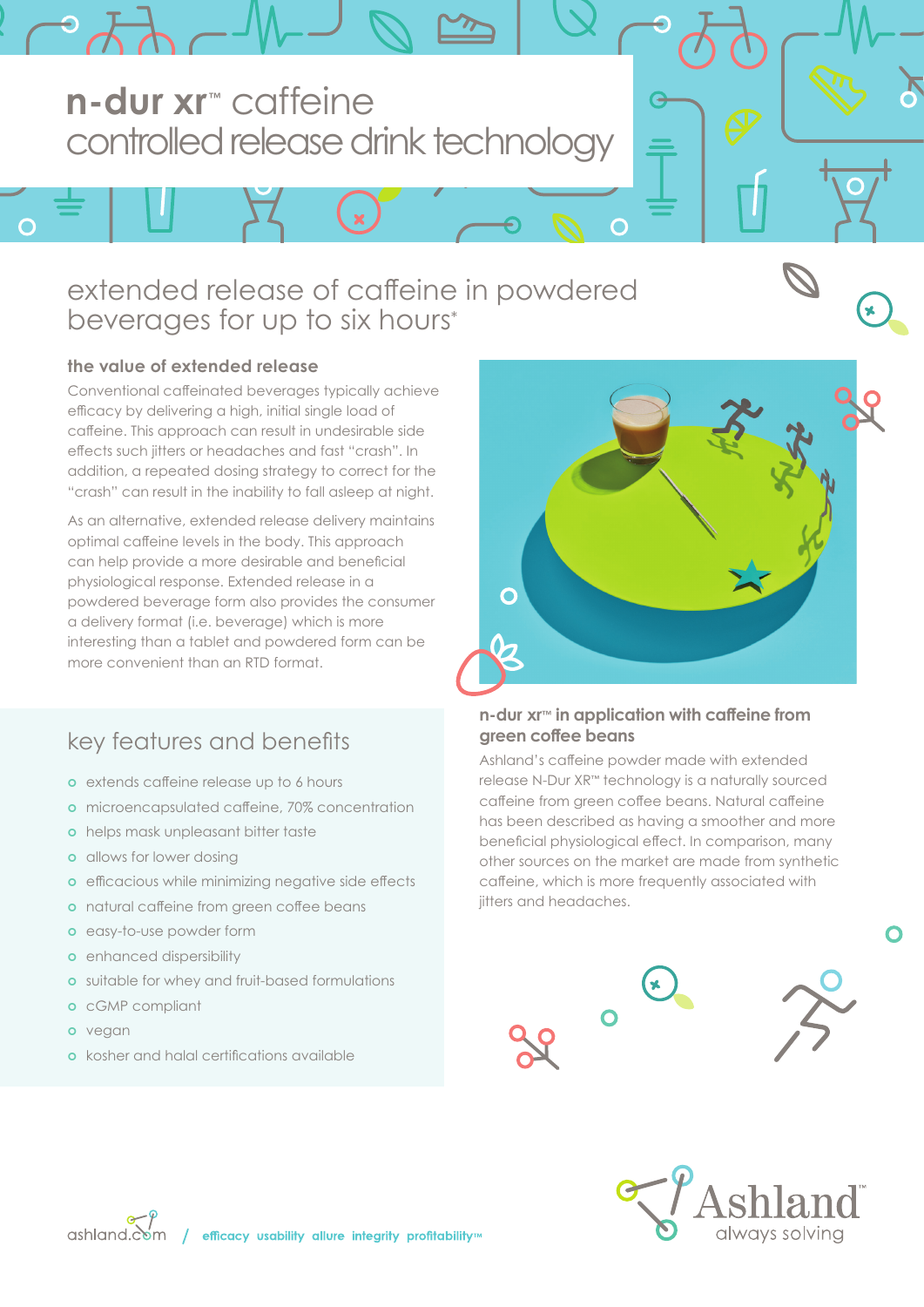# n-dur xr™ caffeine controlled release drink technology

## extended release of caffeine in powdered beverages for up to six hours*

### the value of extended release

Conventional caffeinated beverages typically achieve efficacy by delivering a high, initial single load of caffeine. This approach can result in undesirable side effects such jitters or headaches and fast "crash". In addition, a repeated dosing strategy to correct for the "crash" can result in the inability to fall asleep at night.

As an alternative, extended release delivery maintains optimal caffeine levels in the body. This approach can help provide a more desirable and beneficial physiological response. Extended release in a powdered beverage form also provides the consumer a delivery format (i.e. beverage) which is more interesting than a tablet and powdered form can be more convenient than an RTD format.

### n-dur xr™ in application with caffeine from green coffee beans

Ashland's caffeine powder made with extended release N-Dur XR™ technology is a naturally sourced caffeine from green coffee beans. Natural caffeine has been described as having a smoother and more beneficial physiological effect. In comparison, many other sources on the market are made from synthetic caffeine, which is more frequently associated with jitters and headaches.

## key features and benefits

- extends caffeine release up to 6 hours
- microencapsulated caffeine, 70% concentration
- helps mask unpleasant bitter taste
- allows for lower dosing
- efficacious while minimizing negative side effects
- natural caffeine from green coffee beans
- easy-to-use powder form
- enhanced dispersibility
- suitable for whey and fruit-based formulations
- cGMP compliant
- vegan
- kosher and halal certifications available

ashland.com / efficacy usability allure integrity profitability™

Ashland™ always solving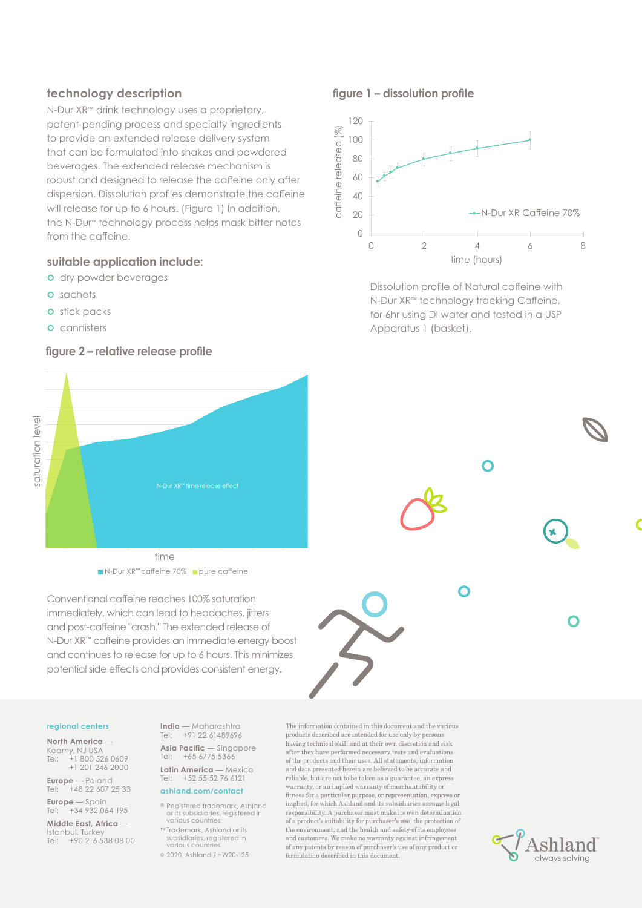## technology description

N-Dur XR™ drink technology uses a proprietary, patent-pending process and specialty ingredients to provide an extended release delivery system that can be formulated into shakes and powdered beverages. The extended release mechanism is robust and designed to release the caffeine only after dispersion. Dissolution profiles demonstrate the caffeine will release for up to 6 hours. (Figure 1) In addition, the N-Dur™ technology process helps mask bitter notes from the caffeine.

## suitable application include:

- dry powder beverages
- sachets
- stick packs
- cannisters

## figure 2 – relative release profile

saturation level

N-Dur XR™ time-release effect

time

N-Dur XR™ caffeine 70%   pure caffeine

Conventional caffeine reaches 100% saturation immediately, which can lead to headaches, jitters and post-caffeine "crash." The extended release of N-Dur XR™ caffeine provides an immediate energy boost and continues to release for up to 6 hours. This minimizes potential side effects and provides consistent energy.

## figure 1 – dissolution profile

caffeine released (%)

120
100
80
60
40
20
0

0   2   4   6   8

time (hours)

N-Dur XR Caffeine 70%

Dissolution profile of Natural caffeine with N-Dur XR™ technology tracking Caffeine, for 6hr using DI water and tested in a USP Apparatus 1 (basket).

**regional centers**

**North America** — Kearny, NJ USA
Tel: +1 800 526 0609
+1 201 246 2000

**Europe** — Poland
Tel: +48 22 607 25 33

**Europe** — Spain
Tel: +34 932 064 195

**Middle East, Africa** — Istanbul, Turkey
Tel: +90 216 538 08 00

**India** — Maharashtra
Tel: +91 22 61489696

**Asia Pacific** — Singapore
Tel: +65 6775 5366

**Latin America** — Mexico
Tel: +52 55 52 76 6121

**ashland.com/contact**

® Registered trademark, Ashland or its subsidiaries, registered in various countries

™ Trademark, Ashland or its subsidiaries, registered in various countries

© 2020, Ashland / HW20-125

The information contained in this document and the various products described are intended for use only by persons having technical skill and at their own discretion and risk after they have performed necessary tests and evaluations of the products and their uses. All statements, information and data presented herein are believed to be accurate and reliable, but are not to be taken as a guarantee, an express warranty, or an implied warranty of merchantability or fitness for a particular purpose, or representation, express or implied, for which Ashland and its subsidiaries assume legal responsibility. A purchaser must make its own determination of a product's suitability for purchaser's use, the protection of the environment, and the health and safety of its employees and customers. We make no warranty against infringement of any patents by reason of purchaser's use of any product or formulation described in this document.

Ashland™
always solving